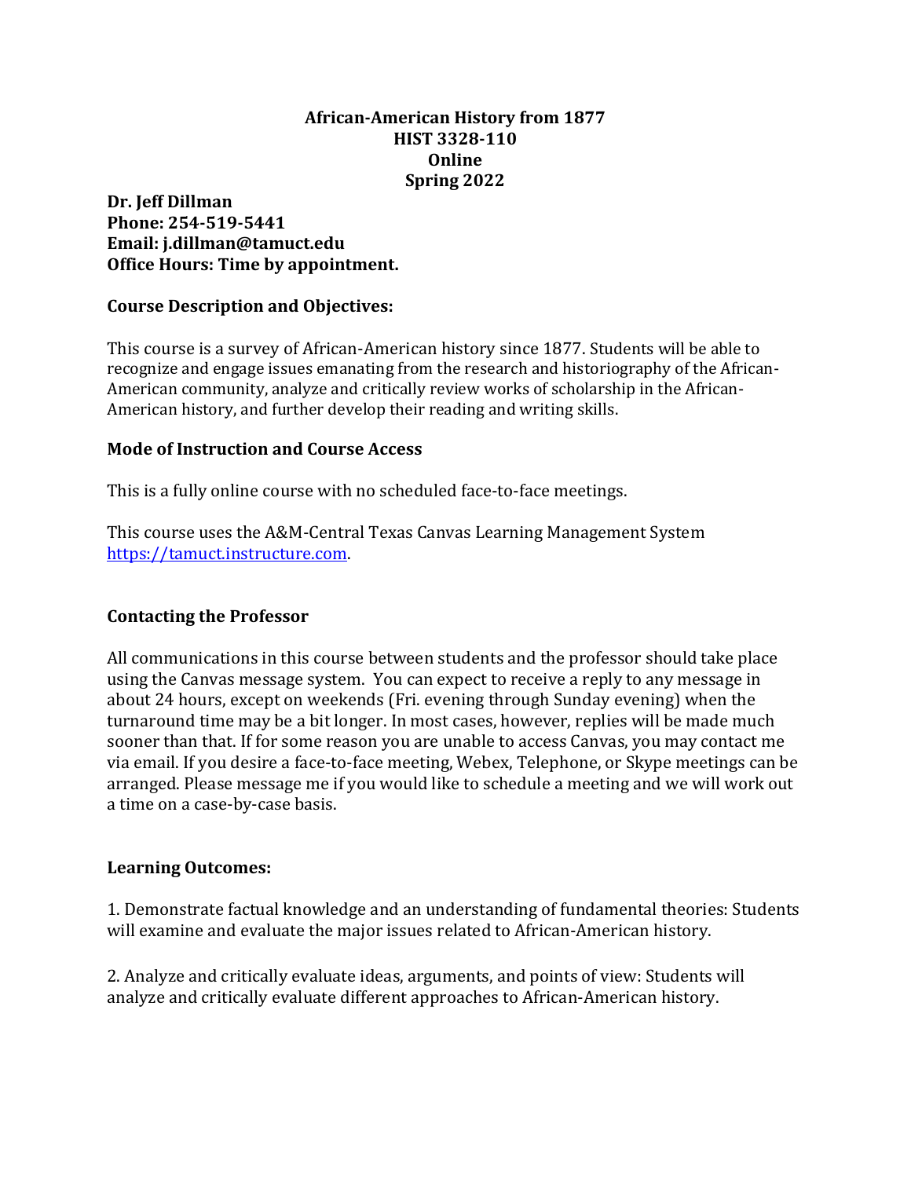# African-American History from 1877
# HIST 3328-110
# Online
# Spring 2022

**Dr. Jeff Dillman**
**Phone: 254-519-5441**
**Email: j.dillman@tamuct.edu**
**Office Hours: Time by appointment.**

## Course Description and Objectives:

This course is a survey of African-American history since 1877. Students will be able to recognize and engage issues emanating from the research and historiography of the African-American community, analyze and critically review works of scholarship in the African-American history, and further develop their reading and writing skills.

## Mode of Instruction and Course Access

This is a fully online course with no scheduled face-to-face meetings.

This course uses the A&M-Central Texas Canvas Learning Management System [https://tamuct.instructure.com](https://tamuct.instructure.com).

## Contacting the Professor

All communications in this course between students and the professor should take place using the Canvas message system. You can expect to receive a reply to any message in about 24 hours, except on weekends (Fri. evening through Sunday evening) when the turnaround time may be a bit longer. In most cases, however, replies will be made much sooner than that. If for some reason you are unable to access Canvas, you may contact me via email. If you desire a face-to-face meeting, Webex, Telephone, or Skype meetings can be arranged. Please message me if you would like to schedule a meeting and we will work out a time on a case-by-case basis.

## Learning Outcomes:

1. Demonstrate factual knowledge and an understanding of fundamental theories: Students will examine and evaluate the major issues related to African-American history.

2. Analyze and critically evaluate ideas, arguments, and points of view: Students will analyze and critically evaluate different approaches to African-American history.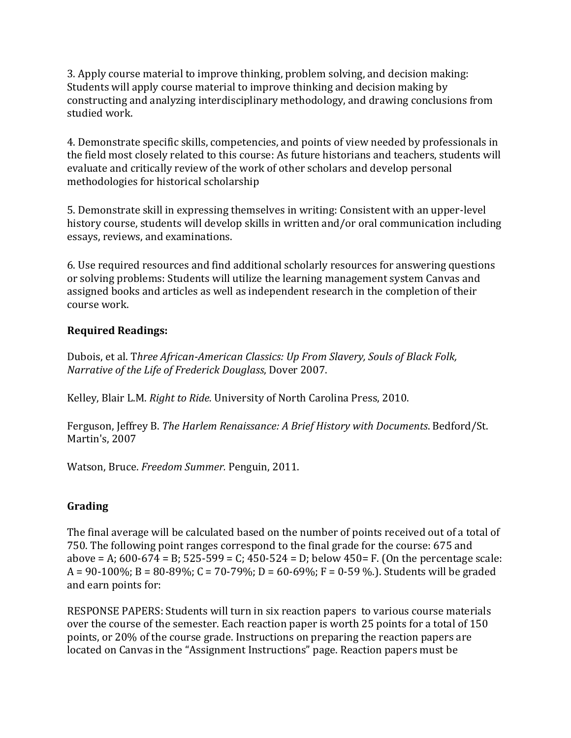3. Apply course material to improve thinking, problem solving, and decision making: Students will apply course material to improve thinking and decision making by constructing and analyzing interdisciplinary methodology, and drawing conclusions from studied work.

4. Demonstrate specific skills, competencies, and points of view needed by professionals in the field most closely related to this course: As future historians and teachers, students will evaluate and critically review of the work of other scholars and develop personal methodologies for historical scholarship

5. Demonstrate skill in expressing themselves in writing: Consistent with an upper-level history course, students will develop skills in written and/or oral communication including essays, reviews, and examinations.

6. Use required resources and find additional scholarly resources for answering questions or solving problems: Students will utilize the learning management system Canvas and assigned books and articles as well as independent research in the completion of their course work.

**Required Readings:**

Dubois, et al. T*hree African-American Classics: Up From Slavery, Souls of Black Folk, Narrative of the Life of Frederick Douglass*, Dover 2007.

Kelley, Blair L.M. *Right to Ride.* University of North Carolina Press, 2010.

Ferguson, Jeffrey B. *The Harlem Renaissance: A Brief History with Documents*. Bedford/St. Martin's, 2007

Watson, Bruce. *Freedom Summer.* Penguin, 2011.

**Grading**

The final average will be calculated based on the number of points received out of a total of 750. The following point ranges correspond to the final grade for the course: 675 and above = A; 600-674 = B; 525-599 = C; 450-524 = D; below 450= F. (On the percentage scale: A = 90-100%; B = 80-89%; C = 70-79%; D = 60-69%; F = 0-59 %.). Students will be graded and earn points for:

RESPONSE PAPERS: Students will turn in six reaction papers to various course materials over the course of the semester. Each reaction paper is worth 25 points for a total of 150 points, or 20% of the course grade. Instructions on preparing the reaction papers are located on Canvas in the "Assignment Instructions" page. Reaction papers must be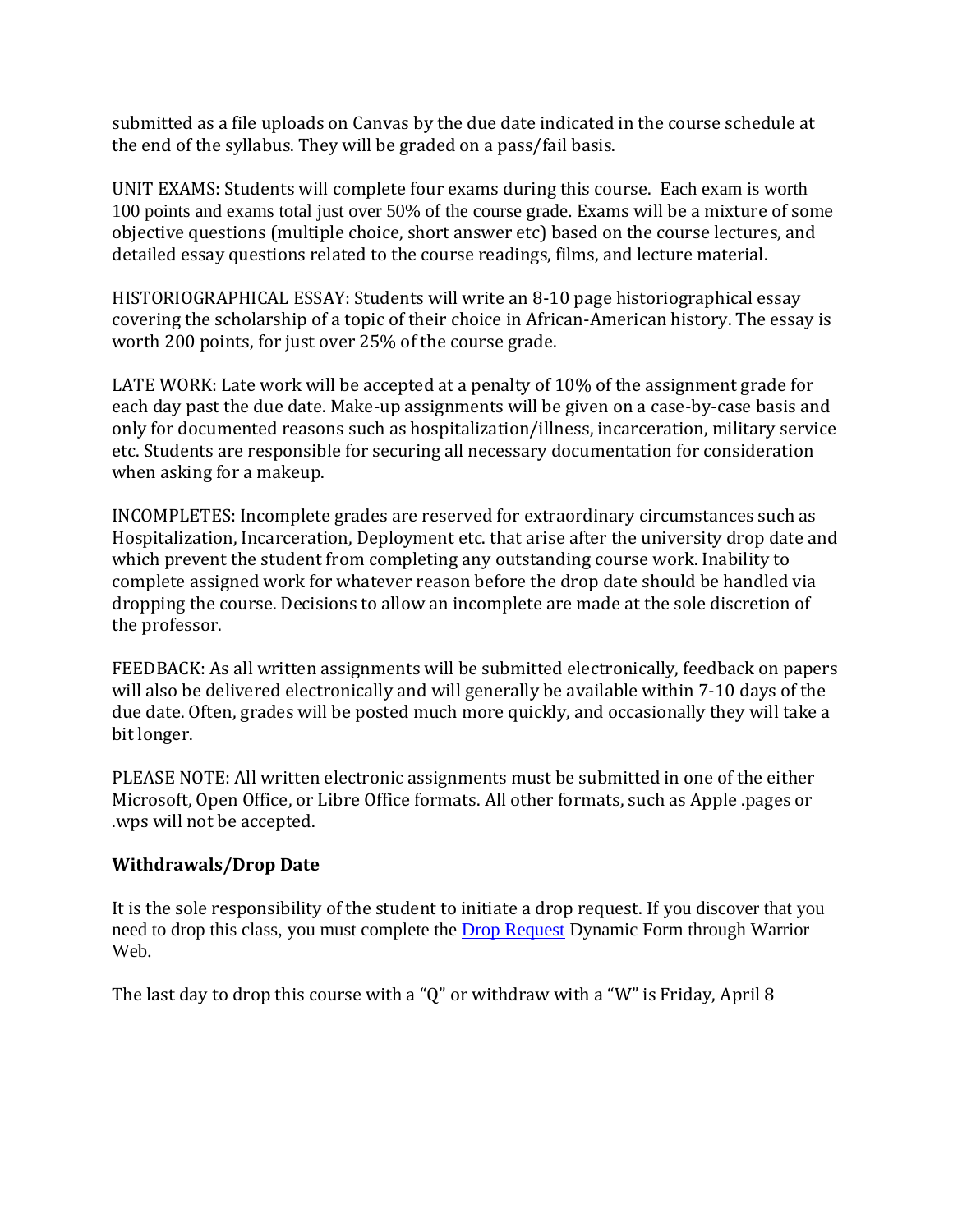submitted as a file uploads on Canvas by the due date indicated in the course schedule at the end of the syllabus. They will be graded on a pass/fail basis.

UNIT EXAMS: Students will complete four exams during this course. Each exam is worth 100 points and exams total just over 50% of the course grade. Exams will be a mixture of some objective questions (multiple choice, short answer etc) based on the course lectures, and detailed essay questions related to the course readings, films, and lecture material.

HISTORIOGRAPHICAL ESSAY: Students will write an 8-10 page historiographical essay covering the scholarship of a topic of their choice in African-American history. The essay is worth 200 points, for just over 25% of the course grade.

LATE WORK: Late work will be accepted at a penalty of 10% of the assignment grade for each day past the due date. Make-up assignments will be given on a case-by-case basis and only for documented reasons such as hospitalization/illness, incarceration, military service etc. Students are responsible for securing all necessary documentation for consideration when asking for a makeup.

INCOMPLETES: Incomplete grades are reserved for extraordinary circumstances such as Hospitalization, Incarceration, Deployment etc. that arise after the university drop date and which prevent the student from completing any outstanding course work. Inability to complete assigned work for whatever reason before the drop date should be handled via dropping the course. Decisions to allow an incomplete are made at the sole discretion of the professor.

FEEDBACK: As all written assignments will be submitted electronically, feedback on papers will also be delivered electronically and will generally be available within 7-10 days of the due date. Often, grades will be posted much more quickly, and occasionally they will take a bit longer.

PLEASE NOTE: All written electronic assignments must be submitted in one of the either Microsoft, Open Office, or Libre Office formats. All other formats, such as Apple .pages or .wps will not be accepted.

**Withdrawals/Drop Date**

It is the sole responsibility of the student to initiate a drop request. If you discover that you need to drop this class, you must complete the Drop Request Dynamic Form through Warrior Web.

The last day to drop this course with a "Q" or withdraw with a "W" is Friday, April 8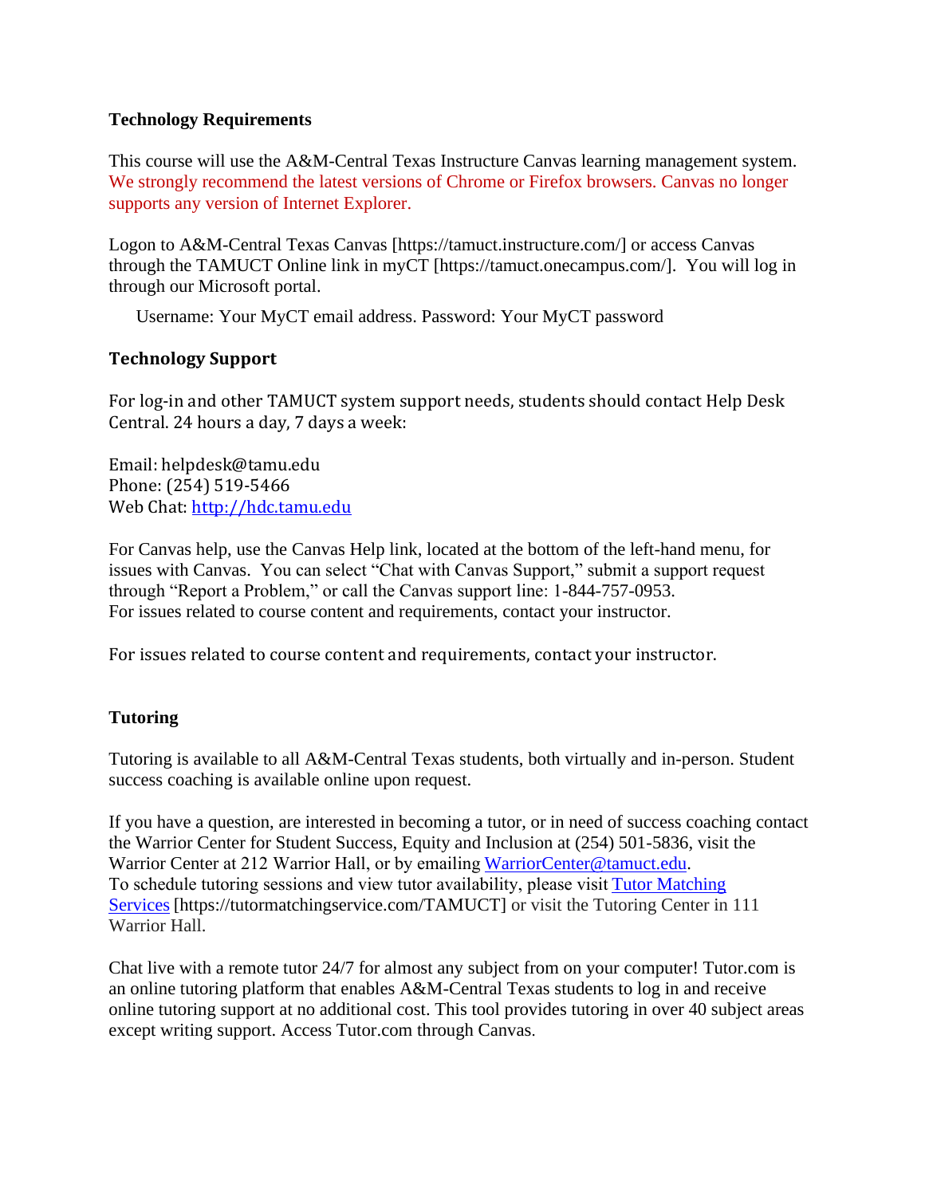### Technology Requirements

This course will use the A&M-Central Texas Instructure Canvas learning management system. We strongly recommend the latest versions of Chrome or Firefox browsers. Canvas no longer supports any version of Internet Explorer.

Logon to A&M-Central Texas Canvas [https://tamuct.instructure.com/] or access Canvas through the TAMUCT Online link in myCT [https://tamuct.onecampus.com/]. You will log in through our Microsoft portal.

Username: Your MyCT email address. Password: Your MyCT password

### Technology Support

For log-in and other TAMUCT system support needs, students should contact Help Desk Central. 24 hours a day, 7 days a week:

Email: helpdesk@tamu.edu
Phone: (254) 519-5466
Web Chat: [http://hdc.tamu.edu](http://hdc.tamu.edu)

For Canvas help, use the Canvas Help link, located at the bottom of the left-hand menu, for issues with Canvas. You can select "Chat with Canvas Support," submit a support request through "Report a Problem," or call the Canvas support line: 1-844-757-0953.
For issues related to course content and requirements, contact your instructor.

For issues related to course content and requirements, contact your instructor.

### Tutoring

Tutoring is available to all A&M-Central Texas students, both virtually and in-person. Student success coaching is available online upon request.

If you have a question, are interested in becoming a tutor, or in need of success coaching contact the Warrior Center for Student Success, Equity and Inclusion at (254) 501-5836, visit the Warrior Center at 212 Warrior Hall, or by emailing [WarriorCenter@tamuct.edu](mailto:WarriorCenter@tamuct.edu).
To schedule tutoring sessions and view tutor availability, please visit [Tutor Matching Services](https://tutormatchingservice.com/TAMUCT) [https://tutormatchingservice.com/TAMUCT] or visit the Tutoring Center in 111 Warrior Hall.

Chat live with a remote tutor 24/7 for almost any subject from on your computer! Tutor.com is an online tutoring platform that enables A&M-Central Texas students to log in and receive online tutoring support at no additional cost. This tool provides tutoring in over 40 subject areas except writing support. Access Tutor.com through Canvas.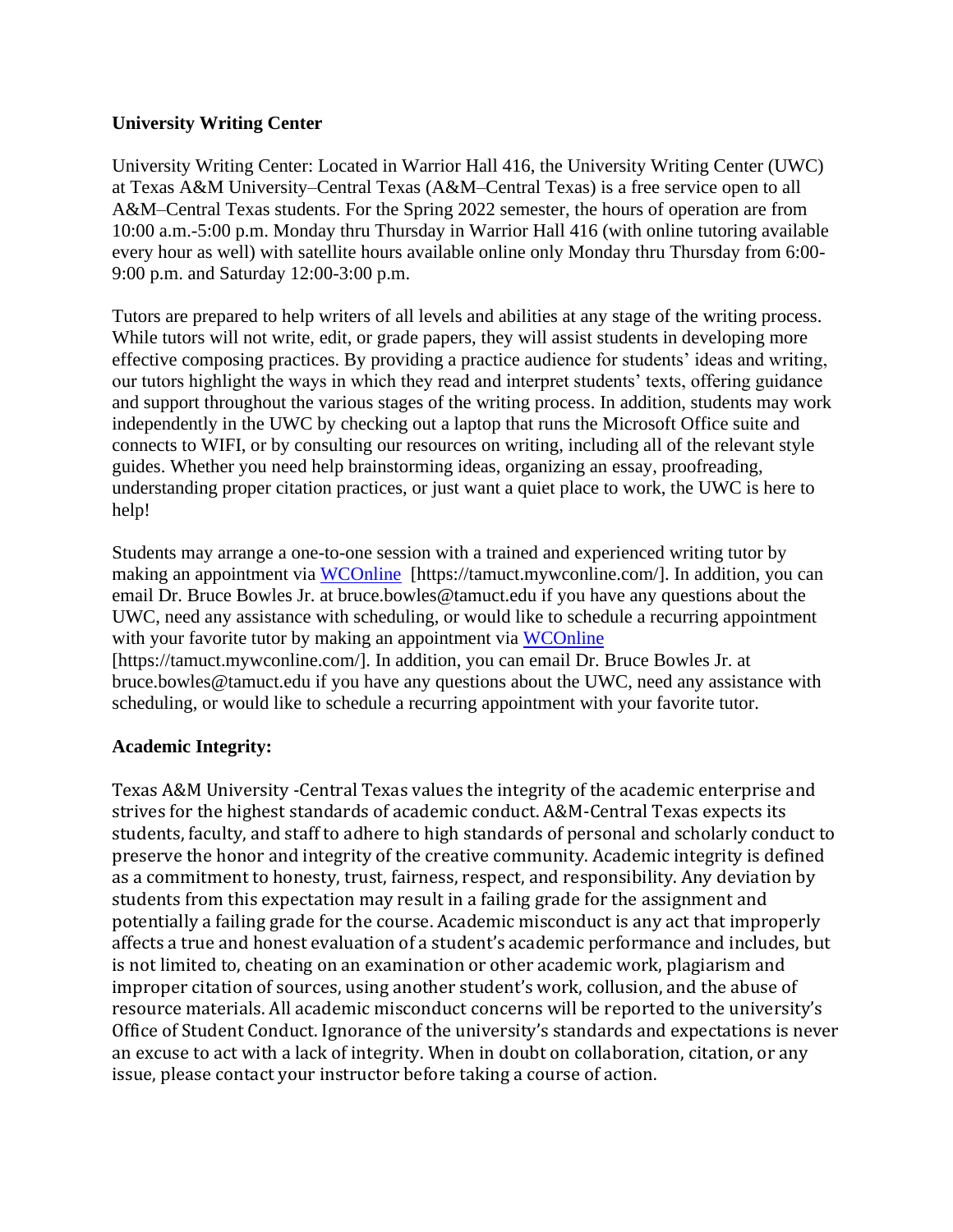## University Writing Center

University Writing Center: Located in Warrior Hall 416, the University Writing Center (UWC) at Texas A&M University–Central Texas (A&M–Central Texas) is a free service open to all A&M–Central Texas students. For the Spring 2022 semester, the hours of operation are from 10:00 a.m.-5:00 p.m. Monday thru Thursday in Warrior Hall 416 (with online tutoring available every hour as well) with satellite hours available online only Monday thru Thursday from 6:00-9:00 p.m. and Saturday 12:00-3:00 p.m.

Tutors are prepared to help writers of all levels and abilities at any stage of the writing process. While tutors will not write, edit, or grade papers, they will assist students in developing more effective composing practices. By providing a practice audience for students' ideas and writing, our tutors highlight the ways in which they read and interpret students' texts, offering guidance and support throughout the various stages of the writing process. In addition, students may work independently in the UWC by checking out a laptop that runs the Microsoft Office suite and connects to WIFI, or by consulting our resources on writing, including all of the relevant style guides. Whether you need help brainstorming ideas, organizing an essay, proofreading, understanding proper citation practices, or just want a quiet place to work, the UWC is here to help!

Students may arrange a one-to-one session with a trained and experienced writing tutor by making an appointment via [WCOnline](https://tamuct.mywconline.com/) [https://tamuct.mywconline.com/]. In addition, you can email Dr. Bruce Bowles Jr. at bruce.bowles@tamuct.edu if you have any questions about the UWC, need any assistance with scheduling, or would like to schedule a recurring appointment with your favorite tutor by making an appointment via [WCOnline](https://tamuct.mywconline.com/) [https://tamuct.mywconline.com/]. In addition, you can email Dr. Bruce Bowles Jr. at bruce.bowles@tamuct.edu if you have any questions about the UWC, need any assistance with scheduling, or would like to schedule a recurring appointment with your favorite tutor.

## Academic Integrity:

Texas A&M University -Central Texas values the integrity of the academic enterprise and strives for the highest standards of academic conduct. A&M-Central Texas expects its students, faculty, and staff to adhere to high standards of personal and scholarly conduct to preserve the honor and integrity of the creative community. Academic integrity is defined as a commitment to honesty, trust, fairness, respect, and responsibility. Any deviation by students from this expectation may result in a failing grade for the assignment and potentially a failing grade for the course. Academic misconduct is any act that improperly affects a true and honest evaluation of a student's academic performance and includes, but is not limited to, cheating on an examination or other academic work, plagiarism and improper citation of sources, using another student's work, collusion, and the abuse of resource materials. All academic misconduct concerns will be reported to the university's Office of Student Conduct. Ignorance of the university's standards and expectations is never an excuse to act with a lack of integrity. When in doubt on collaboration, citation, or any issue, please contact your instructor before taking a course of action.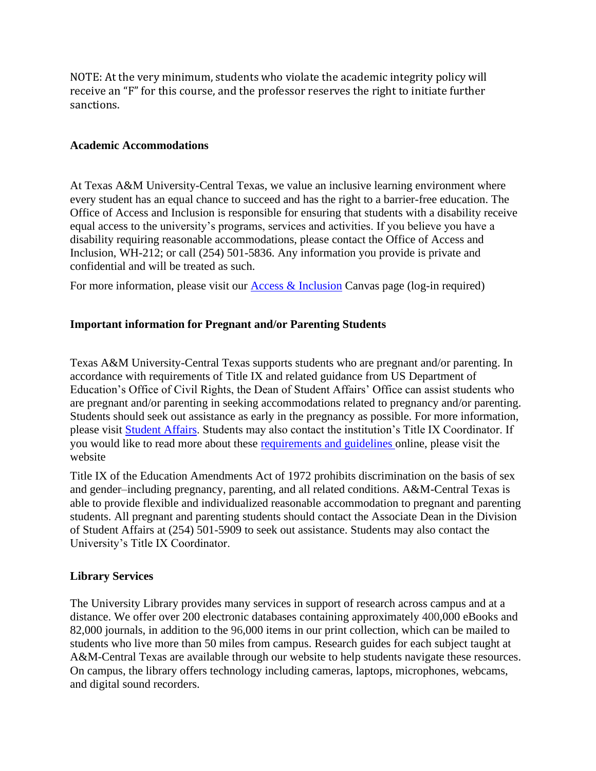NOTE: At the very minimum, students who violate the academic integrity policy will receive an "F" for this course, and the professor reserves the right to initiate further sanctions.

**Academic Accommodations**

At Texas A&M University-Central Texas, we value an inclusive learning environment where every student has an equal chance to succeed and has the right to a barrier-free education. The Office of Access and Inclusion is responsible for ensuring that students with a disability receive equal access to the university's programs, services and activities. If you believe you have a disability requiring reasonable accommodations, please contact the Office of Access and Inclusion, WH-212; or call (254) 501-5836. Any information you provide is private and confidential and will be treated as such.

For more information, please visit our Access & Inclusion Canvas page (log-in required)

**Important information for Pregnant and/or Parenting Students**

Texas A&M University-Central Texas supports students who are pregnant and/or parenting. In accordance with requirements of Title IX and related guidance from US Department of Education's Office of Civil Rights, the Dean of Student Affairs' Office can assist students who are pregnant and/or parenting in seeking accommodations related to pregnancy and/or parenting. Students should seek out assistance as early in the pregnancy as possible. For more information, please visit Student Affairs. Students may also contact the institution's Title IX Coordinator. If you would like to read more about these requirements and guidelines online, please visit the website

Title IX of the Education Amendments Act of 1972 prohibits discrimination on the basis of sex and gender–including pregnancy, parenting, and all related conditions. A&M-Central Texas is able to provide flexible and individualized reasonable accommodation to pregnant and parenting students. All pregnant and parenting students should contact the Associate Dean in the Division of Student Affairs at (254) 501-5909 to seek out assistance. Students may also contact the University's Title IX Coordinator.

**Library Services**

The University Library provides many services in support of research across campus and at a distance. We offer over 200 electronic databases containing approximately 400,000 eBooks and 82,000 journals, in addition to the 96,000 items in our print collection, which can be mailed to students who live more than 50 miles from campus. Research guides for each subject taught at A&M-Central Texas are available through our website to help students navigate these resources. On campus, the library offers technology including cameras, laptops, microphones, webcams, and digital sound recorders.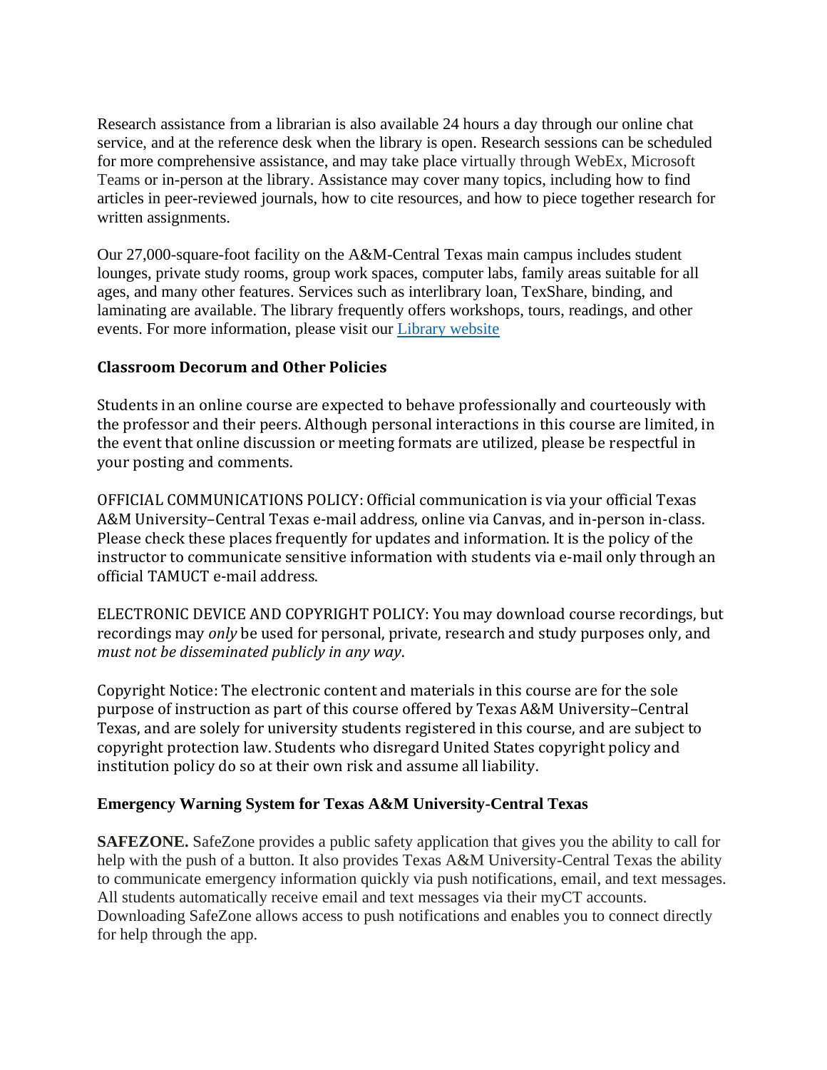Research assistance from a librarian is also available 24 hours a day through our online chat service, and at the reference desk when the library is open. Research sessions can be scheduled for more comprehensive assistance, and may take place virtually through WebEx, Microsoft Teams or in-person at the library. Assistance may cover many topics, including how to find articles in peer-reviewed journals, how to cite resources, and how to piece together research for written assignments.

Our 27,000-square-foot facility on the A&M-Central Texas main campus includes student lounges, private study rooms, group work spaces, computer labs, family areas suitable for all ages, and many other features. Services such as interlibrary loan, TexShare, binding, and laminating are available. The library frequently offers workshops, tours, readings, and other events. For more information, please visit our [Library website]

### Classroom Decorum and Other Policies

Students in an online course are expected to behave professionally and courteously with the professor and their peers. Although personal interactions in this course are limited, in the event that online discussion or meeting formats are utilized, please be respectful in your posting and comments.

OFFICIAL COMMUNICATIONS POLICY: Official communication is via your official Texas A&M University–Central Texas e-mail address, online via Canvas, and in-person in-class. Please check these places frequently for updates and information. It is the policy of the instructor to communicate sensitive information with students via e-mail only through an official TAMUCT e-mail address.

ELECTRONIC DEVICE AND COPYRIGHT POLICY: You may download course recordings, but recordings may *only* be used for personal, private, research and study purposes only, and *must not be disseminated publicly in any way*.

Copyright Notice: The electronic content and materials in this course are for the sole purpose of instruction as part of this course offered by Texas A&M University–Central Texas, and are solely for university students registered in this course, and are subject to copyright protection law. Students who disregard United States copyright policy and institution policy do so at their own risk and assume all liability.

### Emergency Warning System for Texas A&M University-Central Texas

**SAFEZONE.** SafeZone provides a public safety application that gives you the ability to call for help with the push of a button. It also provides Texas A&M University-Central Texas the ability to communicate emergency information quickly via push notifications, email, and text messages. All students automatically receive email and text messages via their myCT accounts. Downloading SafeZone allows access to push notifications and enables you to connect directly for help through the app.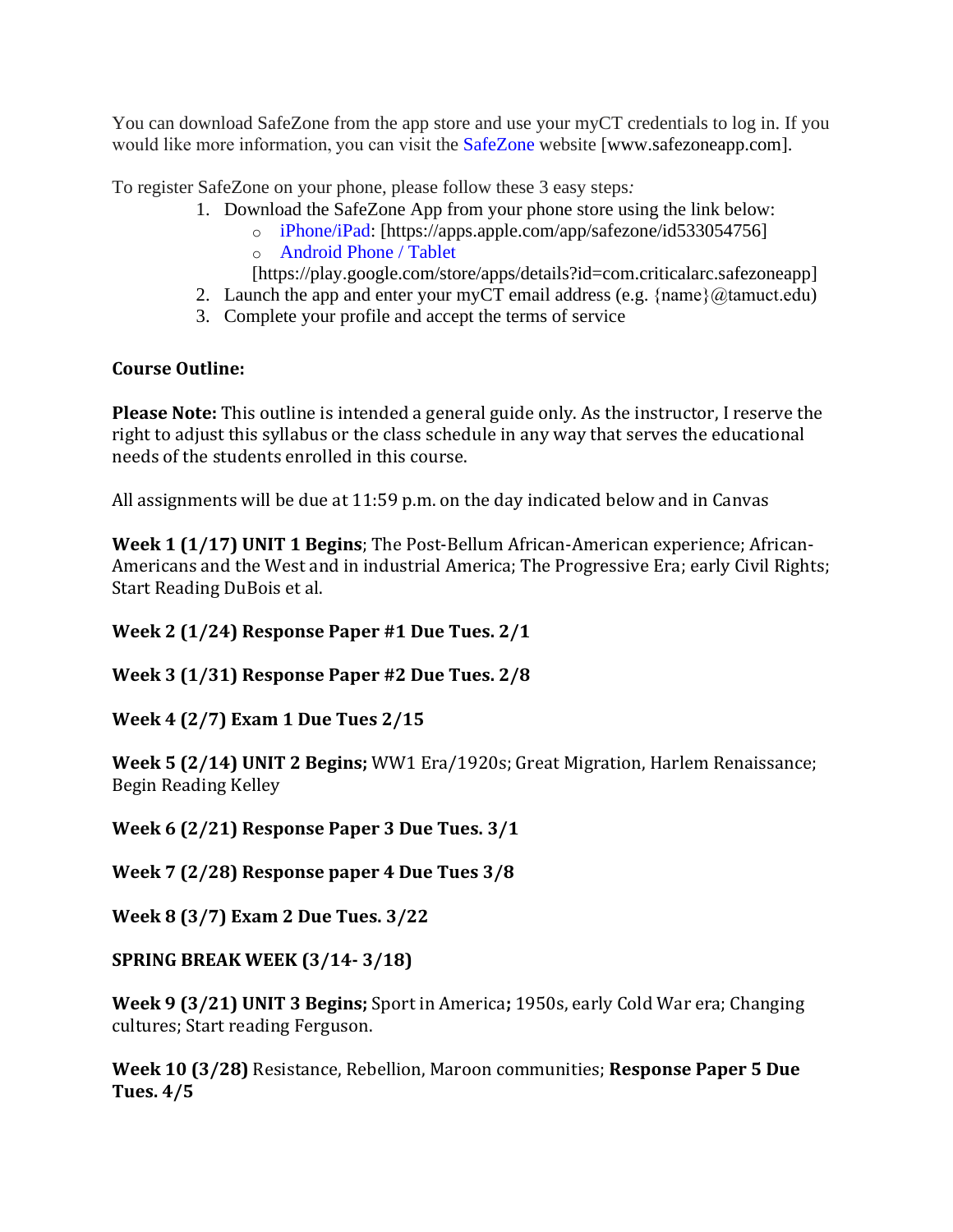You can download SafeZone from the app store and use your myCT credentials to log in. If you would like more information, you can visit the SafeZone website [www.safezoneapp.com].

To register SafeZone on your phone, please follow these 3 easy steps:

1. Download the SafeZone App from your phone store using the link below:
   - iPhone/iPad: [https://apps.apple.com/app/safezone/id533054756]
   - Android Phone / Tablet [https://play.google.com/store/apps/details?id=com.criticalarc.safezoneapp]
2. Launch the app and enter your myCT email address (e.g. {name}@tamuct.edu)
3. Complete your profile and accept the terms of service

**Course Outline:**

**Please Note:** This outline is intended a general guide only. As the instructor, I reserve the right to adjust this syllabus or the class schedule in any way that serves the educational needs of the students enrolled in this course.

All assignments will be due at 11:59 p.m. on the day indicated below and in Canvas

**Week 1 (1/17) UNIT 1 Begins**; The Post-Bellum African-American experience; African-Americans and the West and in industrial America; The Progressive Era; early Civil Rights; Start Reading DuBois et al.

**Week 2 (1/24) Response Paper #1 Due Tues. 2/1**

**Week 3 (1/31) Response Paper #2 Due Tues. 2/8**

**Week 4 (2/7) Exam 1 Due Tues 2/15**

**Week 5 (2/14) UNIT 2 Begins;** WW1 Era/1920s; Great Migration, Harlem Renaissance; Begin Reading Kelley

**Week 6 (2/21) Response Paper 3 Due Tues. 3/1**

**Week 7 (2/28) Response paper 4 Due Tues 3/8**

**Week 8 (3/7) Exam 2 Due Tues. 3/22**

**SPRING BREAK WEEK (3/14- 3/18)**

**Week 9 (3/21) UNIT 3 Begins;** Sport in America**;** 1950s, early Cold War era; Changing cultures; Start reading Ferguson.

**Week 10 (3/28)** Resistance, Rebellion, Maroon communities; **Response Paper 5 Due Tues. 4/5**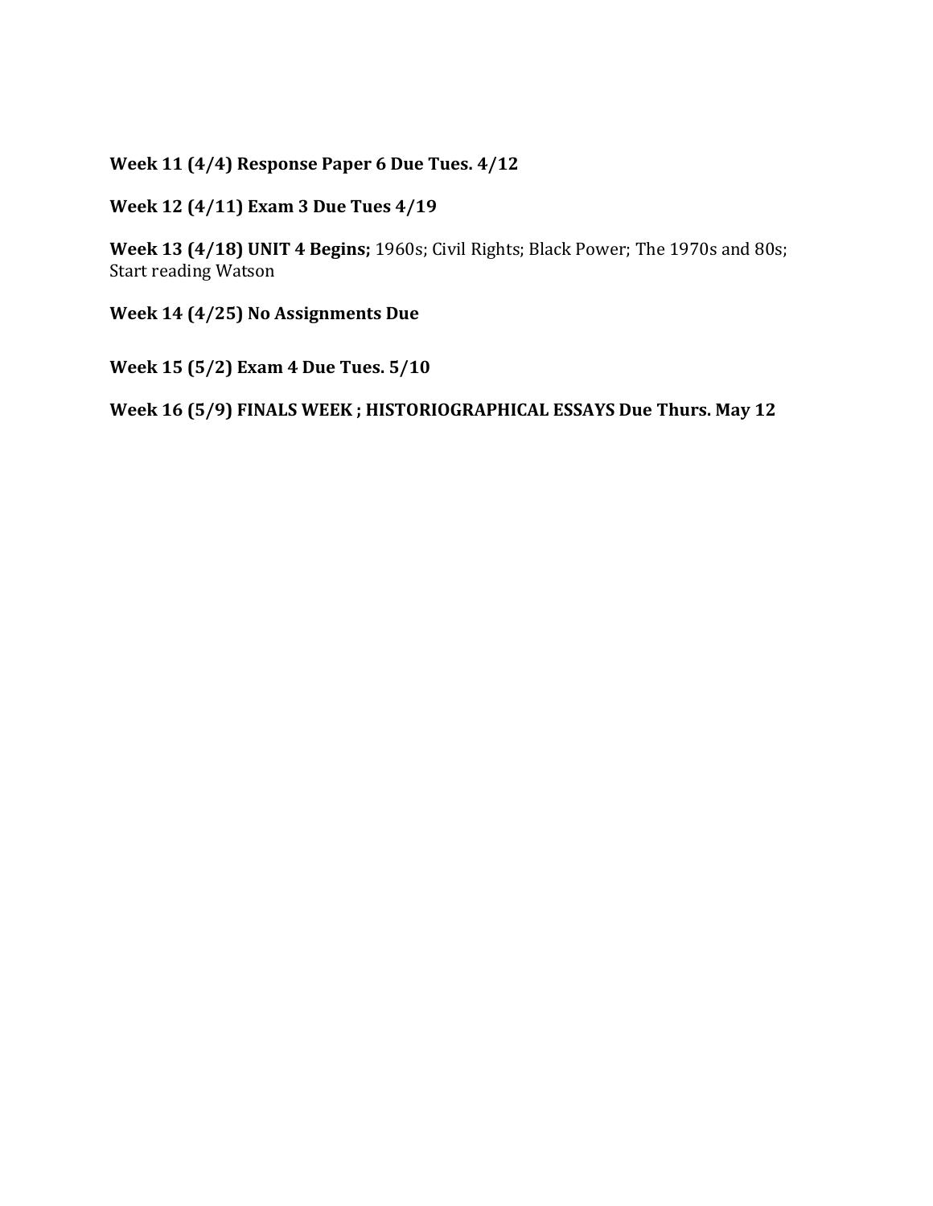**Week 11 (4/4) Response Paper 6 Due Tues. 4/12**

**Week 12 (4/11) Exam 3 Due Tues 4/19**

**Week 13 (4/18) UNIT 4 Begins;** 1960s; Civil Rights; Black Power; The 1970s and 80s; Start reading Watson

**Week 14 (4/25) No Assignments Due**

**Week 15 (5/2) Exam 4 Due Tues. 5/10**

**Week 16 (5/9) FINALS WEEK ; HISTORIOGRAPHICAL ESSAYS Due Thurs. May 12**